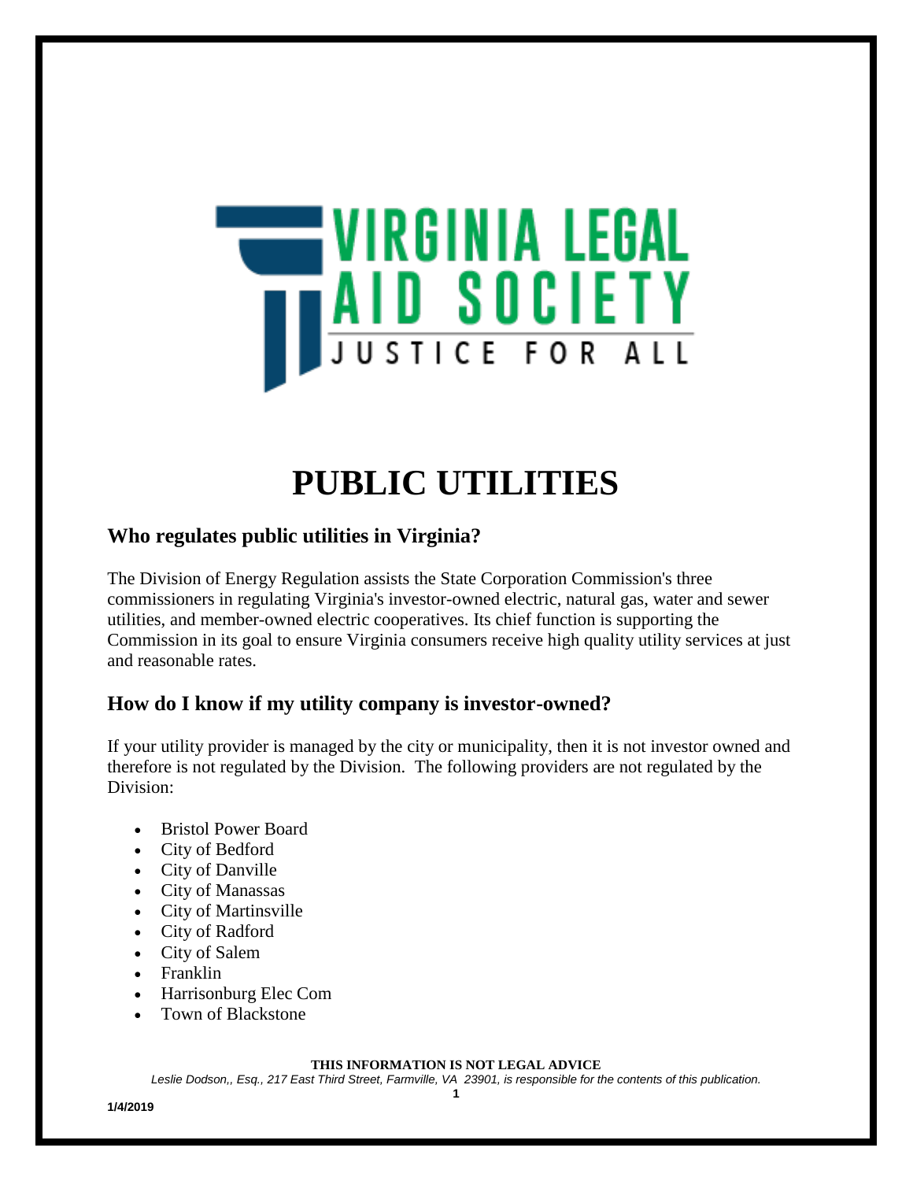VIRGINIA LEGAL AID SOCIETY

JUSTICE FOR ALL

# PUBLIC UTILITIES

## Who regulates public utilities in Virginia?

The Division of Energy Regulation assists the State Corporation Commission's three commissioners in regulating Virginia's investor-owned electric, natural gas, water and sewer utilities, and member-owned electric cooperatives. Its chief function is supporting the Commission in its goal to ensure Virginia consumers receive high quality utility services at just and reasonable rates.

## How do I know if my utility company is investor-owned?

If your utility provider is managed by the city or municipality, then it is not investor owned and therefore is not regulated by the Division. The following providers are not regulated by the Division:

- Bristol Power Board
- City of Bedford
- City of Danville
- City of Manassas
- City of Martinsville
- City of Radford
- City of Salem
- Franklin
- Harrisonburg Elec Com
- Town of Blackstone

**THIS INFORMATION IS NOT LEGAL ADVICE**

*Leslie Dodson,, Esq., 217 East Third Street, Farmville, VA 23901, is responsible for the contents of this publication.*

**1/4/2019**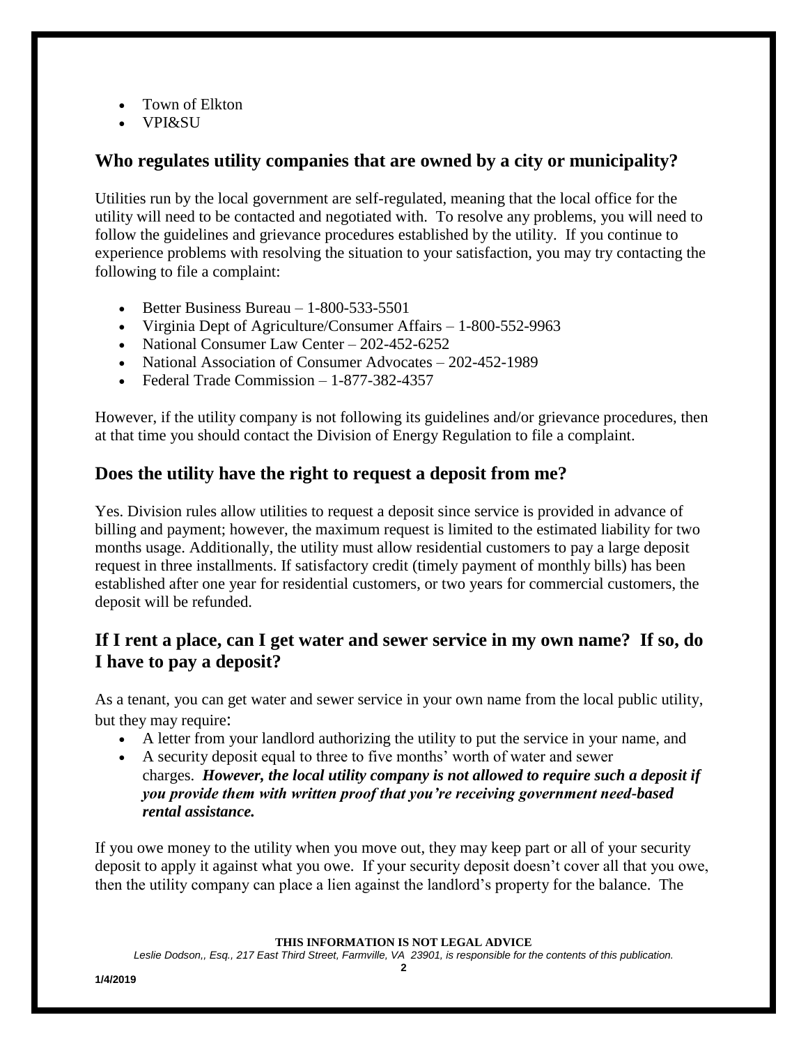- Town of Elkton
- VPI&SU

## Who regulates utility companies that are owned by a city or municipality?

Utilities run by the local government are self-regulated, meaning that the local office for the utility will need to be contacted and negotiated with. To resolve any problems, you will need to follow the guidelines and grievance procedures established by the utility. If you continue to experience problems with resolving the situation to your satisfaction, you may try contacting the following to file a complaint:

- Better Business Bureau – 1-800-533-5501
- Virginia Dept of Agriculture/Consumer Affairs – 1-800-552-9963
- National Consumer Law Center – 202-452-6252
- National Association of Consumer Advocates – 202-452-1989
- Federal Trade Commission – 1-877-382-4357

However, if the utility company is not following its guidelines and/or grievance procedures, then at that time you should contact the Division of Energy Regulation to file a complaint.

## Does the utility have the right to request a deposit from me?

Yes. Division rules allow utilities to request a deposit since service is provided in advance of billing and payment; however, the maximum request is limited to the estimated liability for two months usage. Additionally, the utility must allow residential customers to pay a large deposit request in three installments. If satisfactory credit (timely payment of monthly bills) has been established after one year for residential customers, or two years for commercial customers, the deposit will be refunded.

## If I rent a place, can I get water and sewer service in my own name? If so, do I have to pay a deposit?

As a tenant, you can get water and sewer service in your own name from the local public utility, but they may require:

- A letter from your landlord authorizing the utility to put the service in your name, and
- A security deposit equal to three to five months' worth of water and sewer charges. ***However, the local utility company is not allowed to require such a deposit if you provide them with written proof that you're receiving government need-based rental assistance.***

If you owe money to the utility when you move out, they may keep part or all of your security deposit to apply it against what you owe. If your security deposit doesn't cover all that you owe, then the utility company can place a lien against the landlord's property for the balance. The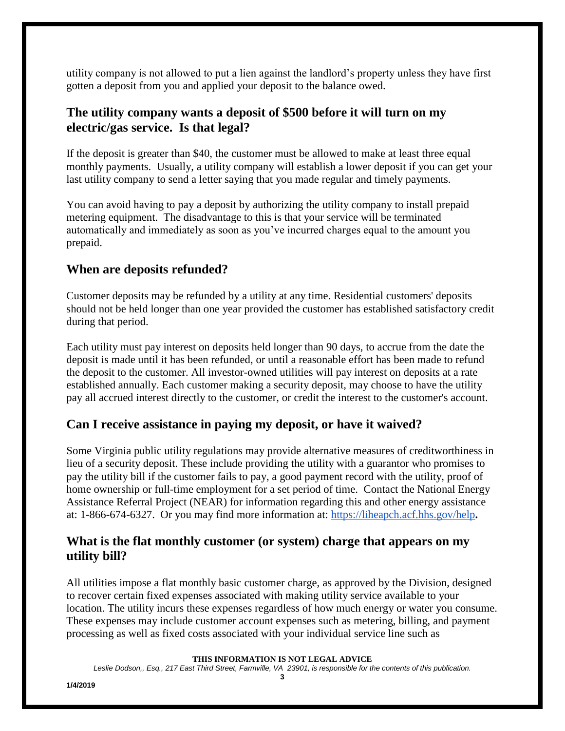utility company is not allowed to put a lien against the landlord's property unless they have first gotten a deposit from you and applied your deposit to the balance owed.

## The utility company wants a deposit of $500 before it will turn on my electric/gas service. Is that legal?

If the deposit is greater than $40, the customer must be allowed to make at least three equal monthly payments. Usually, a utility company will establish a lower deposit if you can get your last utility company to send a letter saying that you made regular and timely payments.

You can avoid having to pay a deposit by authorizing the utility company to install prepaid metering equipment. The disadvantage to this is that your service will be terminated automatically and immediately as soon as you've incurred charges equal to the amount you prepaid.

## When are deposits refunded?

Customer deposits may be refunded by a utility at any time. Residential customers' deposits should not be held longer than one year provided the customer has established satisfactory credit during that period.

Each utility must pay interest on deposits held longer than 90 days, to accrue from the date the deposit is made until it has been refunded, or until a reasonable effort has been made to refund the deposit to the customer. All investor-owned utilities will pay interest on deposits at a rate established annually. Each customer making a security deposit, may choose to have the utility pay all accrued interest directly to the customer, or credit the interest to the customer's account.

## Can I receive assistance in paying my deposit, or have it waived?

Some Virginia public utility regulations may provide alternative measures of creditworthiness in lieu of a security deposit. These include providing the utility with a guarantor who promises to pay the utility bill if the customer fails to pay, a good payment record with the utility, proof of home ownership or full-time employment for a set period of time. Contact the National Energy Assistance Referral Project (NEAR) for information regarding this and other energy assistance at: 1-866-674-6327. Or you may find more information at: https://liheapch.acf.hhs.gov/help**.**

## What is the flat monthly customer (or system) charge that appears on my utility bill?

All utilities impose a flat monthly basic customer charge, as approved by the Division, designed to recover certain fixed expenses associated with making utility service available to your location. The utility incurs these expenses regardless of how much energy or water you consume. These expenses may include customer account expenses such as metering, billing, and payment processing as well as fixed costs associated with your individual service line such as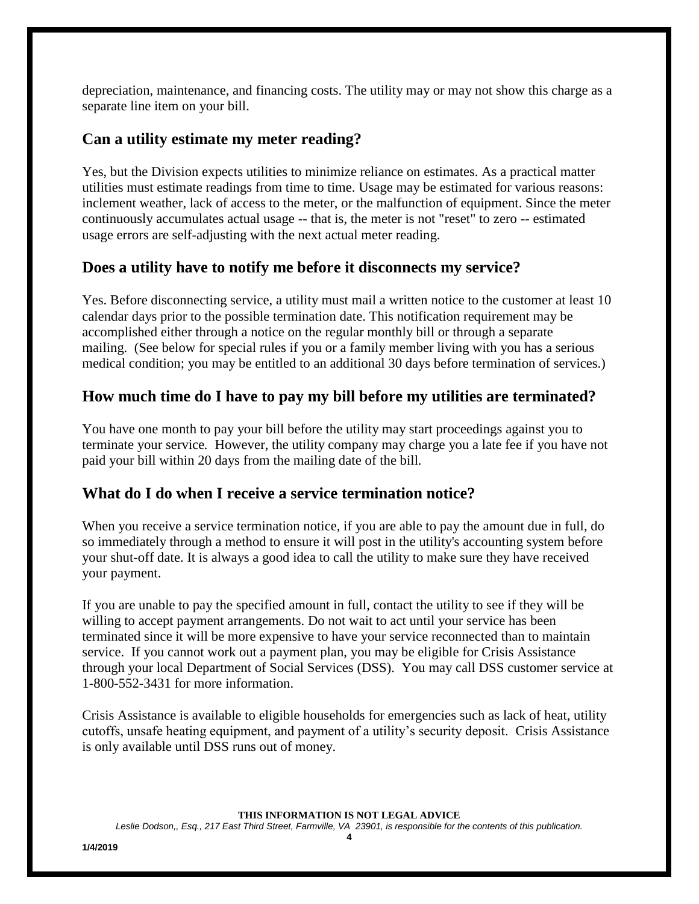depreciation, maintenance, and financing costs. The utility may or may not show this charge as a separate line item on your bill.

## Can a utility estimate my meter reading?

Yes, but the Division expects utilities to minimize reliance on estimates. As a practical matter utilities must estimate readings from time to time. Usage may be estimated for various reasons: inclement weather, lack of access to the meter, or the malfunction of equipment. Since the meter continuously accumulates actual usage -- that is, the meter is not "reset" to zero -- estimated usage errors are self-adjusting with the next actual meter reading.

## Does a utility have to notify me before it disconnects my service?

Yes. Before disconnecting service, a utility must mail a written notice to the customer at least 10 calendar days prior to the possible termination date. This notification requirement may be accomplished either through a notice on the regular monthly bill or through a separate mailing. (See below for special rules if you or a family member living with you has a serious medical condition; you may be entitled to an additional 30 days before termination of services.)

## How much time do I have to pay my bill before my utilities are terminated?

You have one month to pay your bill before the utility may start proceedings against you to terminate your service. However, the utility company may charge you a late fee if you have not paid your bill within 20 days from the mailing date of the bill.

## What do I do when I receive a service termination notice?

When you receive a service termination notice, if you are able to pay the amount due in full, do so immediately through a method to ensure it will post in the utility's accounting system before your shut-off date. It is always a good idea to call the utility to make sure they have received your payment.

If you are unable to pay the specified amount in full, contact the utility to see if they will be willing to accept payment arrangements. Do not wait to act until your service has been terminated since it will be more expensive to have your service reconnected than to maintain service. If you cannot work out a payment plan, you may be eligible for Crisis Assistance through your local Department of Social Services (DSS). You may call DSS customer service at 1-800-552-3431 for more information.

Crisis Assistance is available to eligible households for emergencies such as lack of heat, utility cutoffs, unsafe heating equipment, and payment of a utility's security deposit. Crisis Assistance is only available until DSS runs out of money.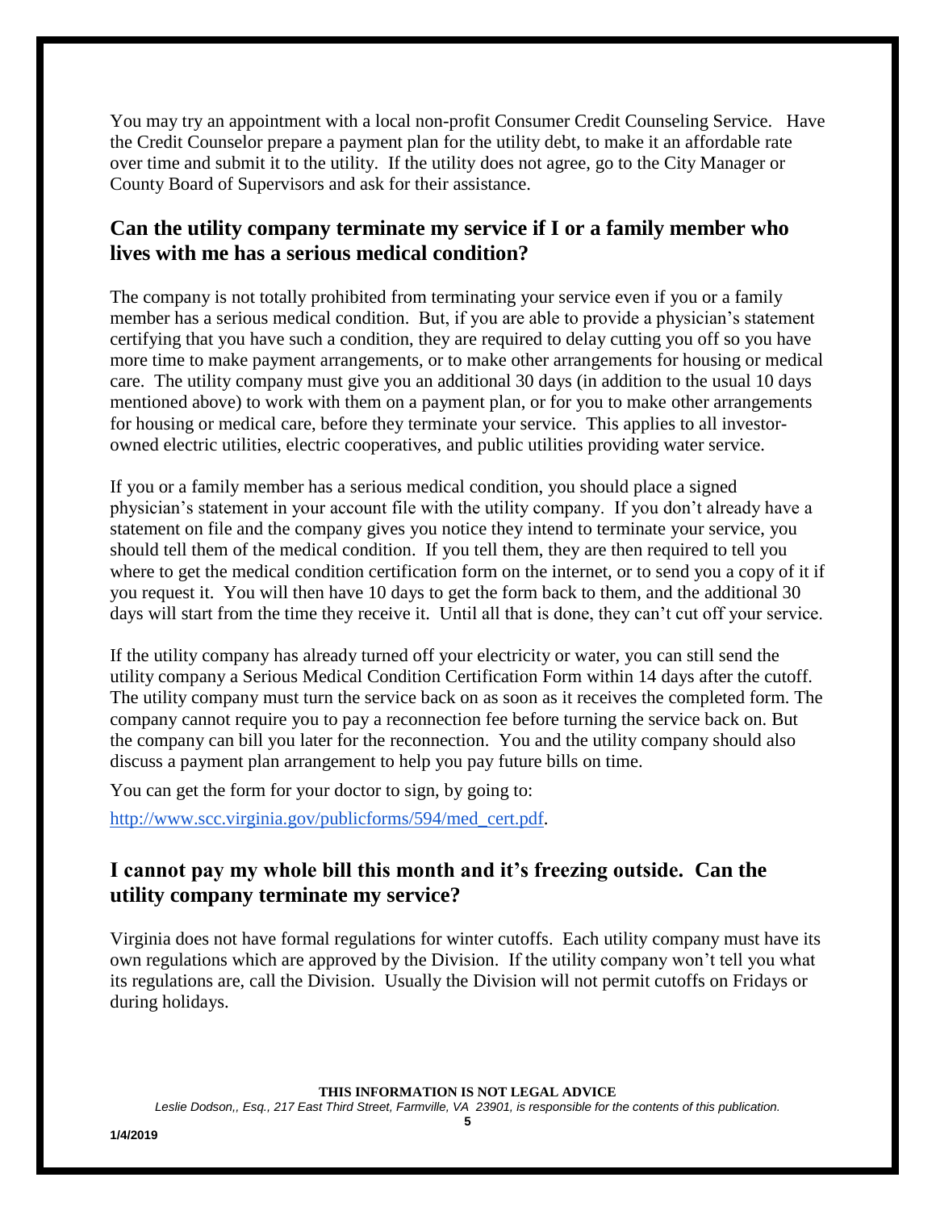You may try an appointment with a local non-profit Consumer Credit Counseling Service. Have the Credit Counselor prepare a payment plan for the utility debt, to make it an affordable rate over time and submit it to the utility. If the utility does not agree, go to the City Manager or County Board of Supervisors and ask for their assistance.

## Can the utility company terminate my service if I or a family member who lives with me has a serious medical condition?

The company is not totally prohibited from terminating your service even if you or a family member has a serious medical condition. But, if you are able to provide a physician's statement certifying that you have such a condition, they are required to delay cutting you off so you have more time to make payment arrangements, or to make other arrangements for housing or medical care. The utility company must give you an additional 30 days (in addition to the usual 10 days mentioned above) to work with them on a payment plan, or for you to make other arrangements for housing or medical care, before they terminate your service. This applies to all investor-owned electric utilities, electric cooperatives, and public utilities providing water service.

If you or a family member has a serious medical condition, you should place a signed physician's statement in your account file with the utility company. If you don't already have a statement on file and the company gives you notice they intend to terminate your service, you should tell them of the medical condition. If you tell them, they are then required to tell you where to get the medical condition certification form on the internet, or to send you a copy of it if you request it. You will then have 10 days to get the form back to them, and the additional 30 days will start from the time they receive it. Until all that is done, they can't cut off your service.

If the utility company has already turned off your electricity or water, you can still send the utility company a Serious Medical Condition Certification Form within 14 days after the cutoff. The utility company must turn the service back on as soon as it receives the completed form. The company cannot require you to pay a reconnection fee before turning the service back on. But the company can bill you later for the reconnection. You and the utility company should also discuss a payment plan arrangement to help you pay future bills on time.

You can get the form for your doctor to sign, by going to:

http://www.scc.virginia.gov/publicforms/594/med_cert.pdf.

## I cannot pay my whole bill this month and it's freezing outside. Can the utility company terminate my service?

Virginia does not have formal regulations for winter cutoffs. Each utility company must have its own regulations which are approved by the Division. If the utility company won't tell you what its regulations are, call the Division. Usually the Division will not permit cutoffs on Fridays or during holidays.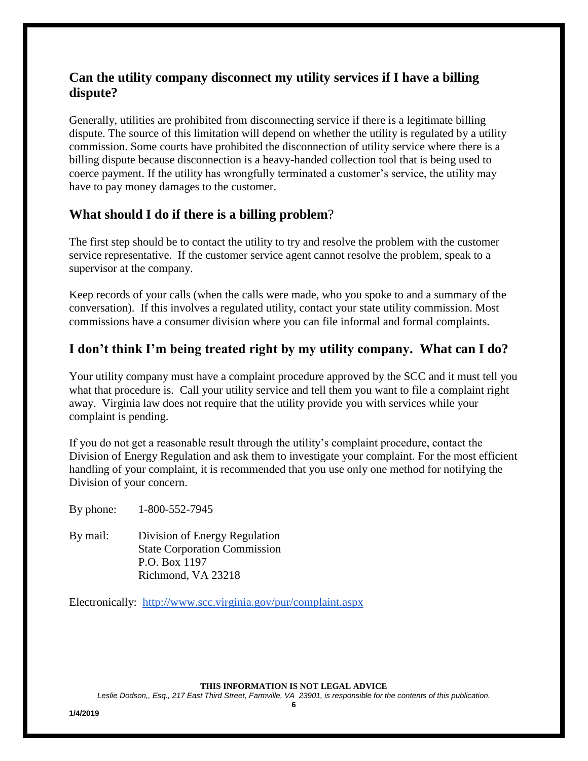## Can the utility company disconnect my utility services if I have a billing dispute?

Generally, utilities are prohibited from disconnecting service if there is a legitimate billing dispute. The source of this limitation will depend on whether the utility is regulated by a utility commission. Some courts have prohibited the disconnection of utility service where there is a billing dispute because disconnection is a heavy-handed collection tool that is being used to coerce payment. If the utility has wrongfully terminated a customer's service, the utility may have to pay money damages to the customer.

## What should I do if there is a billing problem?

The first step should be to contact the utility to try and resolve the problem with the customer service representative. If the customer service agent cannot resolve the problem, speak to a supervisor at the company.

Keep records of your calls (when the calls were made, who you spoke to and a summary of the conversation). If this involves a regulated utility, contact your state utility commission. Most commissions have a consumer division where you can file informal and formal complaints.

## I don't think I'm being treated right by my utility company. What can I do?

Your utility company must have a complaint procedure approved by the SCC and it must tell you what that procedure is. Call your utility service and tell them you want to file a complaint right away. Virginia law does not require that the utility provide you with services while your complaint is pending.

If you do not get a reasonable result through the utility's complaint procedure, contact the Division of Energy Regulation and ask them to investigate your complaint. For the most efficient handling of your complaint, it is recommended that you use only one method for notifying the Division of your concern.

By phone: 1-800-552-7945

By mail: Division of Energy Regulation
State Corporation Commission
P.O. Box 1197
Richmond, VA 23218

Electronically: http://www.scc.virginia.gov/pur/complaint.aspx

**THIS INFORMATION IS NOT LEGAL ADVICE**

*Leslie Dodson,, Esq., 217 East Third Street, Farmville, VA 23901, is responsible for the contents of this publication.*

1/4/2019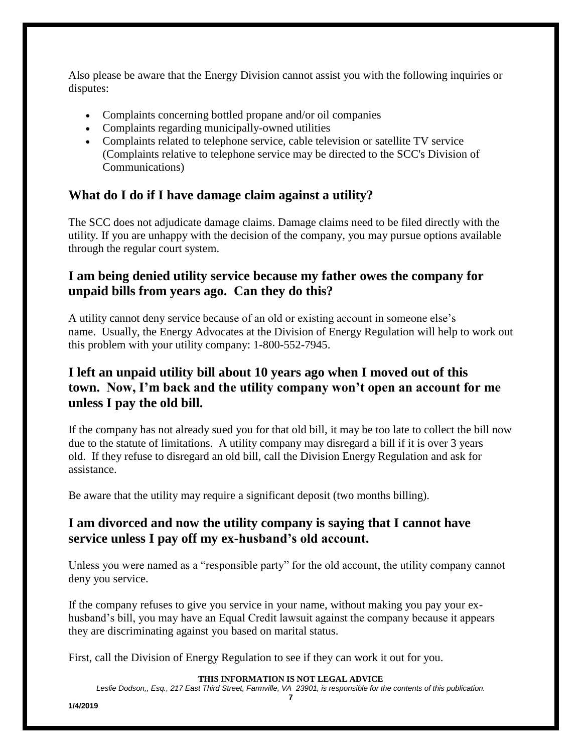Also please be aware that the Energy Division cannot assist you with the following inquiries or disputes:

- Complaints concerning bottled propane and/or oil companies
- Complaints regarding municipally-owned utilities
- Complaints related to telephone service, cable television or satellite TV service (Complaints relative to telephone service may be directed to the SCC's Division of Communications)

## What do I do if I have damage claim against a utility?

The SCC does not adjudicate damage claims. Damage claims need to be filed directly with the utility. If you are unhappy with the decision of the company, you may pursue options available through the regular court system.

## I am being denied utility service because my father owes the company for unpaid bills from years ago. Can they do this?

A utility cannot deny service because of an old or existing account in someone else's name. Usually, the Energy Advocates at the Division of Energy Regulation will help to work out this problem with your utility company: 1-800-552-7945.

## I left an unpaid utility bill about 10 years ago when I moved out of this town. Now, I'm back and the utility company won't open an account for me unless I pay the old bill.

If the company has not already sued you for that old bill, it may be too late to collect the bill now due to the statute of limitations. A utility company may disregard a bill if it is over 3 years old. If they refuse to disregard an old bill, call the Division Energy Regulation and ask for assistance.

Be aware that the utility may require a significant deposit (two months billing).

## I am divorced and now the utility company is saying that I cannot have service unless I pay off my ex-husband's old account.

Unless you were named as a "responsible party" for the old account, the utility company cannot deny you service.

If the company refuses to give you service in your name, without making you pay your ex-husband's bill, you may have an Equal Credit lawsuit against the company because it appears they are discriminating against you based on marital status.

First, call the Division of Energy Regulation to see if they can work it out for you.

**THIS INFORMATION IS NOT LEGAL ADVICE**

*Leslie Dodson,, Esq., 217 East Third Street, Farmville, VA 23901, is responsible for the contents of this publication.*

**1/4/2019**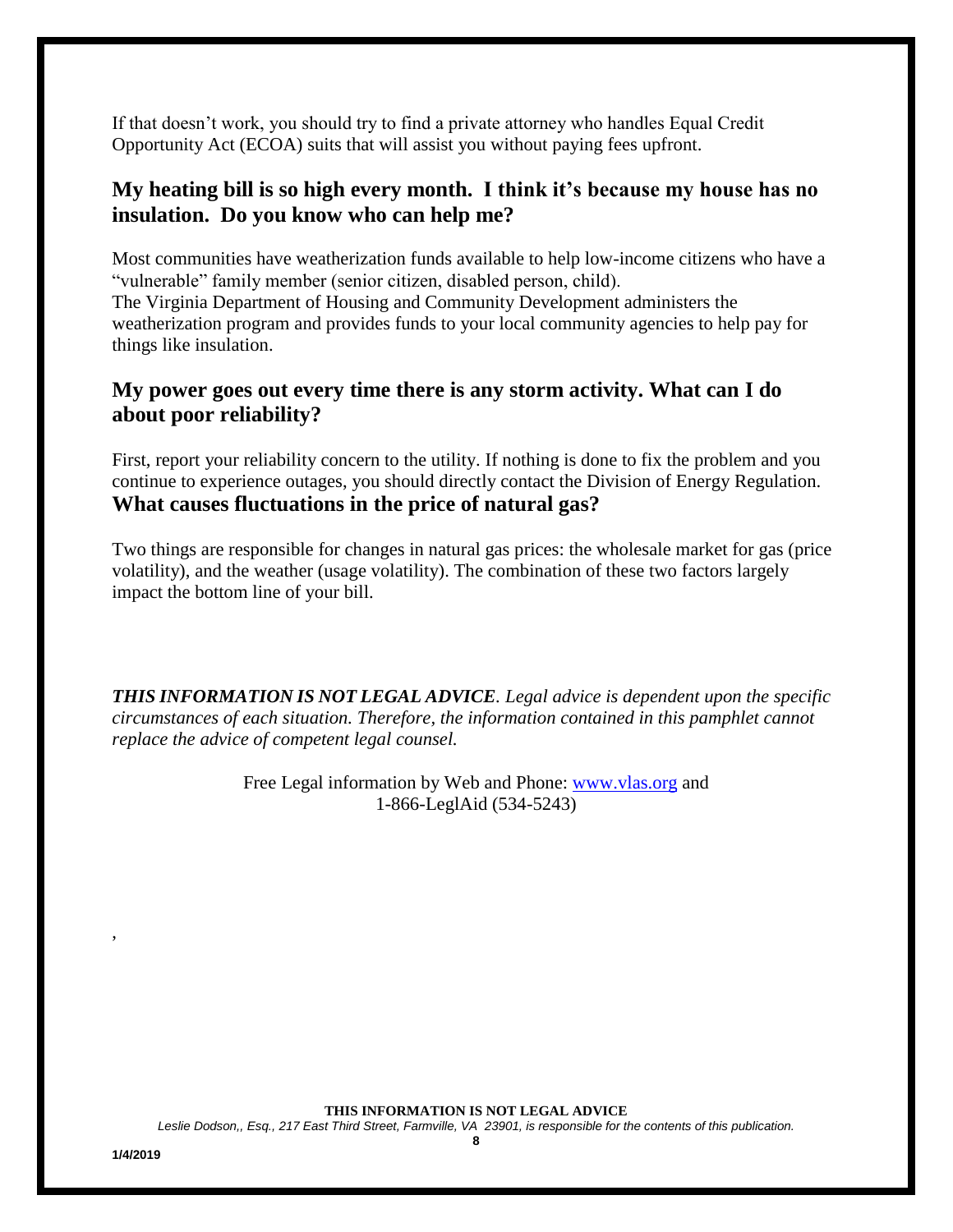If that doesn't work, you should try to find a private attorney who handles Equal Credit Opportunity Act (ECOA) suits that will assist you without paying fees upfront.

## My heating bill is so high every month. I think it's because my house has no insulation. Do you know who can help me?

Most communities have weatherization funds available to help low-income citizens who have a "vulnerable" family member (senior citizen, disabled person, child).
The Virginia Department of Housing and Community Development administers the weatherization program and provides funds to your local community agencies to help pay for things like insulation.

## My power goes out every time there is any storm activity. What can I do about poor reliability?

First, report your reliability concern to the utility. If nothing is done to fix the problem and you continue to experience outages, you should directly contact the Division of Energy Regulation.

## What causes fluctuations in the price of natural gas?

Two things are responsible for changes in natural gas prices: the wholesale market for gas (price volatility), and the weather (usage volatility). The combination of these two factors largely impact the bottom line of your bill.

***THIS INFORMATION IS NOT LEGAL ADVICE**. Legal advice is dependent upon the specific circumstances of each situation. Therefore, the information contained in this pamphlet cannot replace the advice of competent legal counsel.*

Free Legal information by Web and Phone: [www.vlas.org](http://www.vlas.org) and
1-866-LeglAid (534-5243)

,

**THIS INFORMATION IS NOT LEGAL ADVICE**

*Leslie Dodson,, Esq., 217 East Third Street, Farmville, VA 23901, is responsible for the contents of this publication.*

1/4/2019